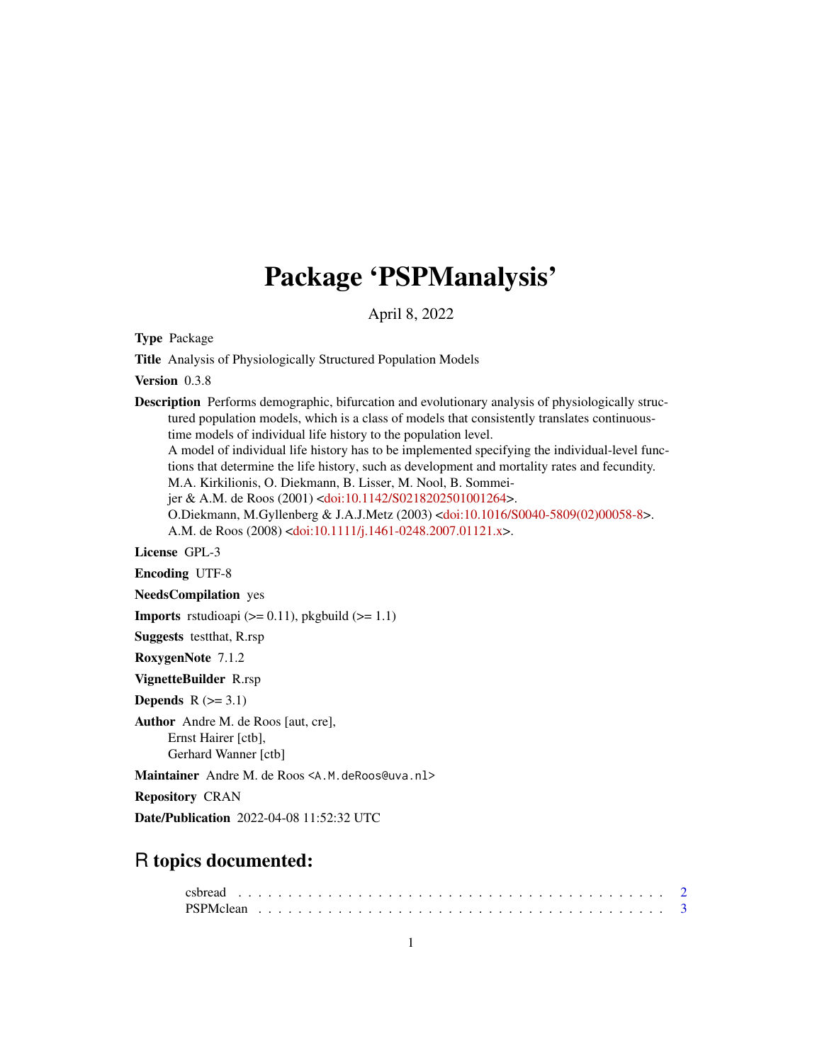# Package 'PSPManalysis'

April 8, 2022

**Type** Package

**Title** Analysis of Physiologically Structured Population Models

**Version** 0.3.8

**Description** Performs demographic, bifurcation and evolutionary analysis of physiologically structured population models, which is a class of models that consistently translates continuous-time models of individual life history to the population level.
A model of individual life history has to be implemented specifying the individual-level functions that determine the life history, such as development and mortality rates and fecundity.
M.A. Kirkilionis, O. Diekmann, B. Lisser, M. Nool, B. Sommeijer & A.M. de Roos (2001) <doi:10.1142/S0218202501001264>.
O.Diekmann, M.Gyllenberg & J.A.J.Metz (2003) <doi:10.1016/S0040-5809(02)00058-8>.
A.M. de Roos (2008) <doi:10.1111/j.1461-0248.2007.01121.x>.

**License** GPL-3

**Encoding** UTF-8

**NeedsCompilation** yes

**Imports** rstudioapi (>= 0.11), pkgbuild (>= 1.1)

**Suggests** testthat, R.rsp

**RoxygenNote** 7.1.2

**VignetteBuilder** R.rsp

**Depends** R (>= 3.1)

**Author** Andre M. de Roos [aut, cre],
Ernst Hairer [ctb],
Gerhard Wanner [ctb]

**Maintainer** Andre M. de Roos <A.M.deRoos@uva.nl>

**Repository** CRAN

**Date/Publication** 2022-04-08 11:52:32 UTC

## R topics documented:

csbread . . . . . . . . . . . . . . . . . . . . . . . . . . . . . . . . . . . . . . . . . . 2
PSPMclean . . . . . . . . . . . . . . . . . . . . . . . . . . . . . . . . . . . . . . . . 3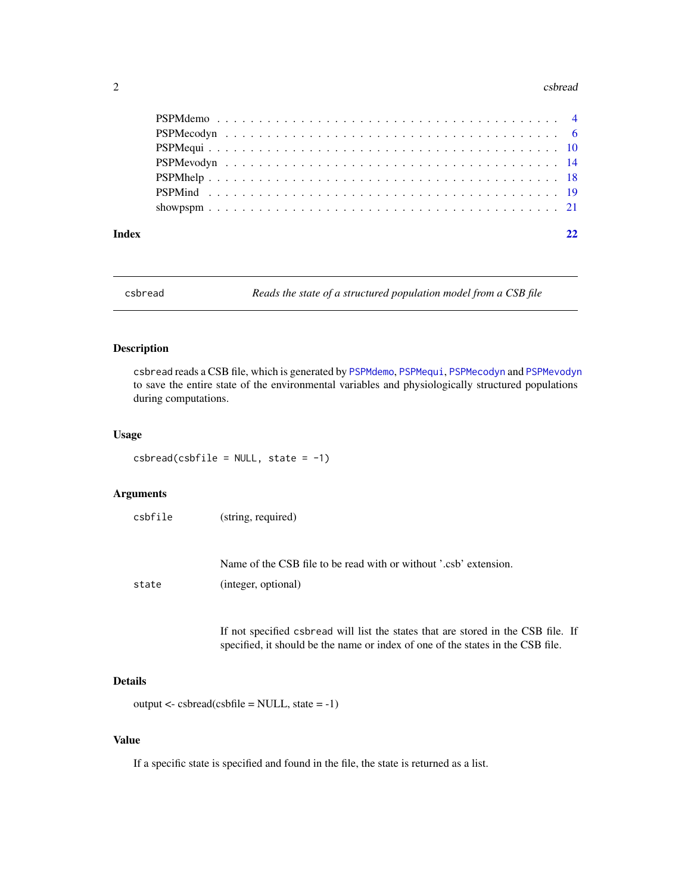PSPMdemo . . . . . . . . . . . . . . . . . . . . . . . . . . . . . . . . . . . . . 4
PSPMecodyn . . . . . . . . . . . . . . . . . . . . . . . . . . . . . . . . . . . . 6
PSPMequi . . . . . . . . . . . . . . . . . . . . . . . . . . . . . . . . . . . . . 10
PSPMevodyn . . . . . . . . . . . . . . . . . . . . . . . . . . . . . . . . . . . . 14
PSPMhelp . . . . . . . . . . . . . . . . . . . . . . . . . . . . . . . . . . . . . 18
PSPMind . . . . . . . . . . . . . . . . . . . . . . . . . . . . . . . . . . . . . 19
showpspm . . . . . . . . . . . . . . . . . . . . . . . . . . . . . . . . . . . . . 21

**Index** **22**

---

`csbread` *Reads the state of a structured population model from a CSB file*

---

## Description

`csbread` reads a CSB file, which is generated by `PSPMdemo`, `PSPMequi`, `PSPMecodyn` and `PSPMevodyn` to save the entire state of the environmental variables and physiologically structured populations during computations.

## Usage

```
csbread(csbfile = NULL, state = -1)
```

## Arguments

| | |
|---|---|
| `csbfile` | (string, required) <br><br> Name of the CSB file to be read with or without '.csb' extension. |
| `state` | (integer, optional) <br><br> If not specified `csbread` will list the states that are stored in the CSB file. If specified, it should be the name or index of one of the states in the CSB file. |

## Details

output <- csbread(csbfile = NULL, state = -1)

## Value

If a specific state is specified and found in the file, the state is returned as a list.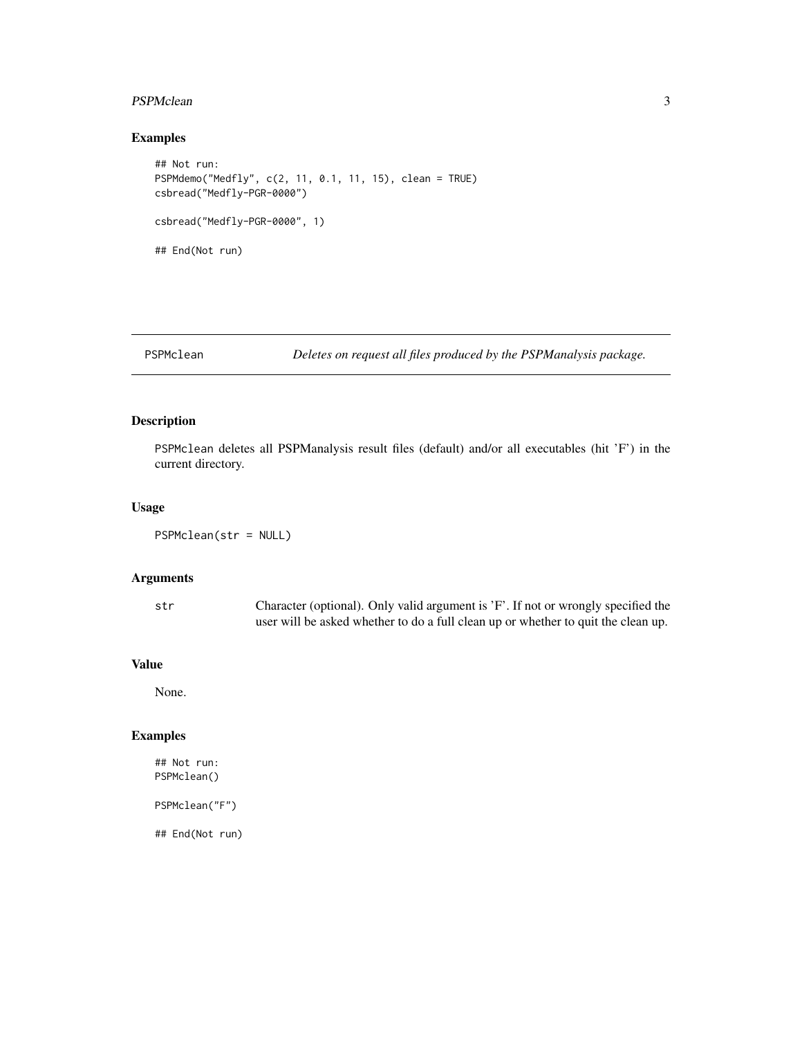## Examples

```
## Not run:
PSPMdemo("Medfly", c(2, 11, 0.1, 11, 15), clean = TRUE)
csbread("Medfly-PGR-0000")

csbread("Medfly-PGR-0000", 1)

## End(Not run)
```

---

# PSPMclean — *Deletes on request all files produced by the PSPManalysis package.*

---

## Description

PSPMclean deletes all PSPManalysis result files (default) and/or all executables (hit 'F') in the current directory.

## Usage

```
PSPMclean(str = NULL)
```

## Arguments

| | |
|---|---|
| str | Character (optional). Only valid argument is 'F'. If not or wrongly specified the user will be asked whether to do a full clean up or whether to quit the clean up. |

## Value

None.

## Examples

```
## Not run:
PSPMclean()

PSPMclean("F")

## End(Not run)
```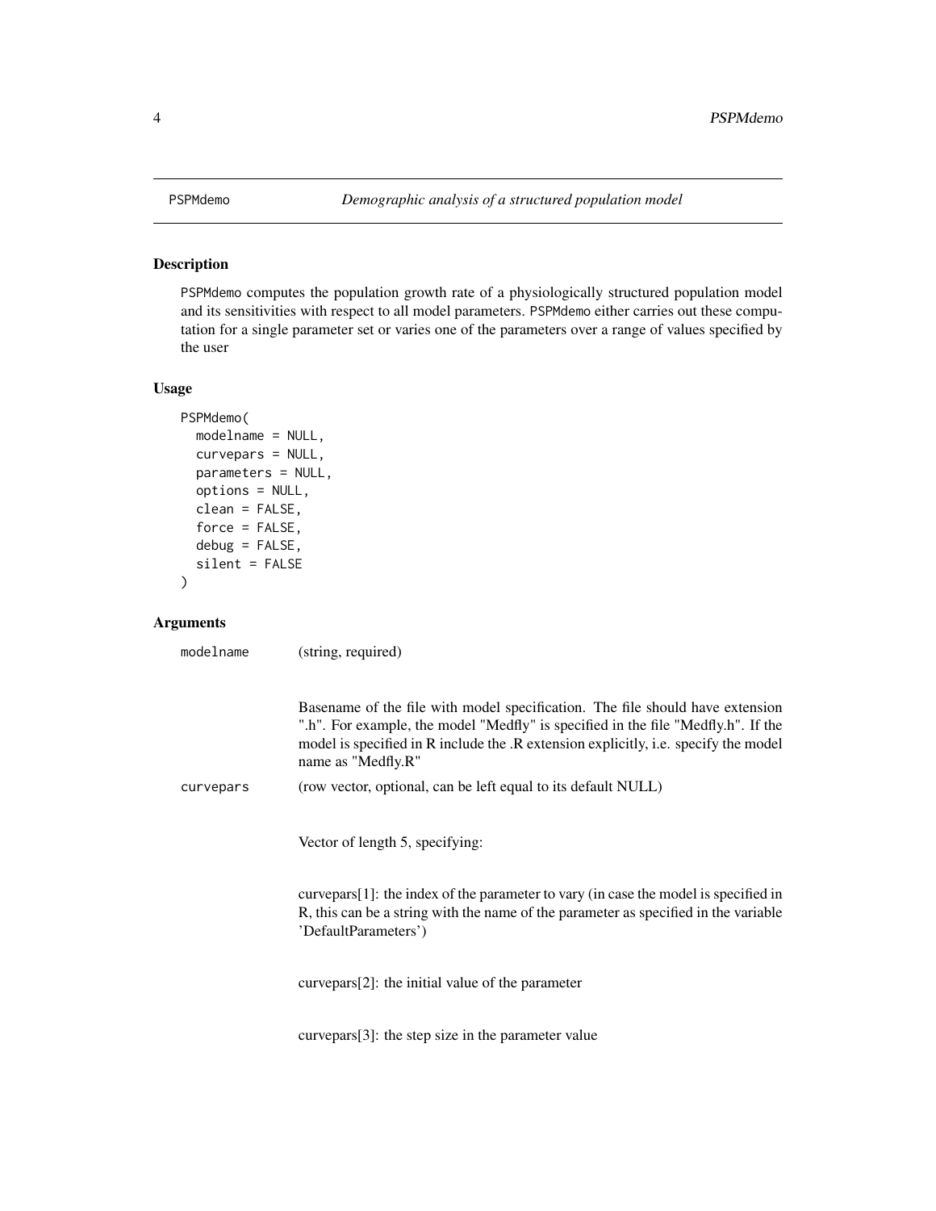## PSPMdemo — *Demographic analysis of a structured population model*

### Description

PSPMdemo computes the population growth rate of a physiologically structured population model and its sensitivities with respect to all model parameters. PSPMdemo either carries out these computation for a single parameter set or varies one of the parameters over a range of values specified by the user

### Usage

```
PSPMdemo(
  modelname = NULL,
  curvepars = NULL,
  parameters = NULL,
  options = NULL,
  clean = FALSE,
  force = FALSE,
  debug = FALSE,
  silent = FALSE
)
```

### Arguments

**modelname** (string, required)

Basename of the file with model specification. The file should have extension ".h". For example, the model "Medfly" is specified in the file "Medfly.h". If the model is specified in R include the .R extension explicitly, i.e. specify the model name as "Medfly.R"

**curvepars** (row vector, optional, can be left equal to its default NULL)

Vector of length 5, specifying:

curvepars[1]: the index of the parameter to vary (in case the model is specified in R, this can be a string with the name of the parameter as specified in the variable 'DefaultParameters')

curvepars[2]: the initial value of the parameter

curvepars[3]: the step size in the parameter value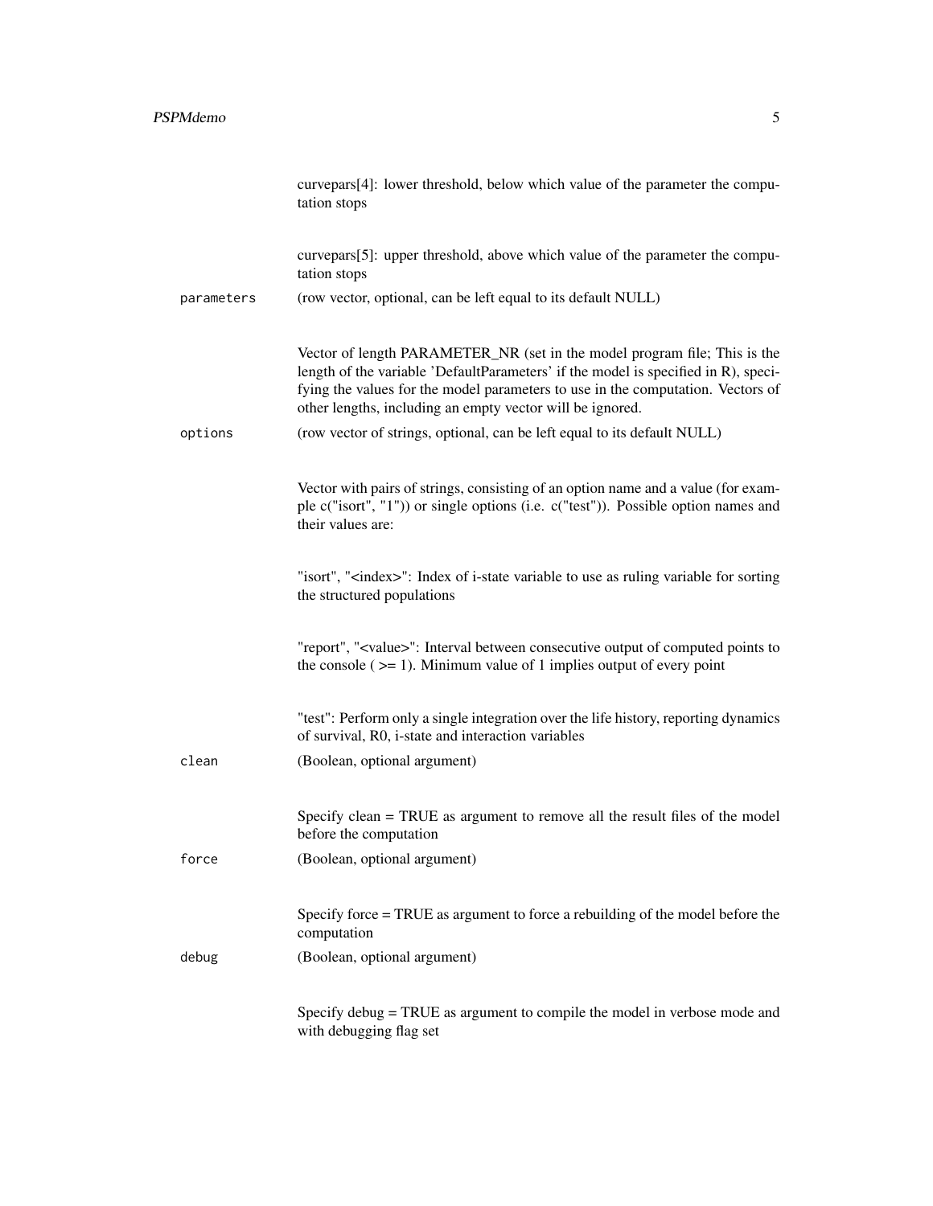curvepars[4]: lower threshold, below which value of the parameter the computation stops

curvepars[5]: upper threshold, above which value of the parameter the computation stops

`parameters` (row vector, optional, can be left equal to its default NULL)

Vector of length PARAMETER_NR (set in the model program file; This is the length of the variable 'DefaultParameters' if the model is specified in R), specifying the values for the model parameters to use in the computation. Vectors of other lengths, including an empty vector will be ignored.

`options` (row vector of strings, optional, can be left equal to its default NULL)

Vector with pairs of strings, consisting of an option name and a value (for example c("isort", "1")) or single options (i.e. c("test")). Possible option names and their values are:

"isort", "<index>": Index of i-state variable to use as ruling variable for sorting the structured populations

"report", "<value>": Interval between consecutive output of computed points to the console ( >= 1). Minimum value of 1 implies output of every point

"test": Perform only a single integration over the life history, reporting dynamics of survival, R0, i-state and interaction variables

`clean` (Boolean, optional argument)

Specify clean = TRUE as argument to remove all the result files of the model before the computation

`force` (Boolean, optional argument)

Specify force = TRUE as argument to force a rebuilding of the model before the computation

`debug` (Boolean, optional argument)

Specify debug = TRUE as argument to compile the model in verbose mode and with debugging flag set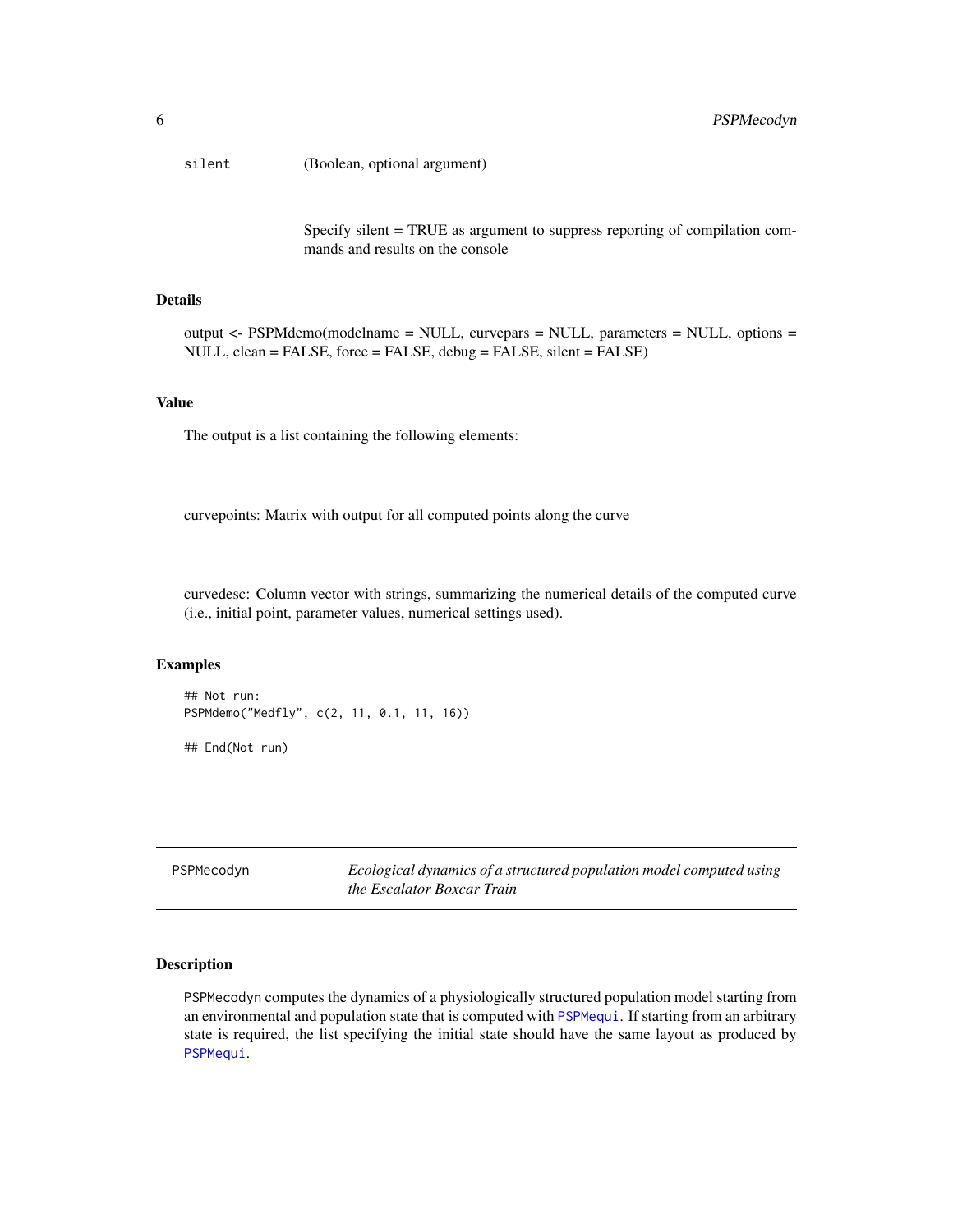silent (Boolean, optional argument)

Specify silent = TRUE as argument to suppress reporting of compilation commands and results on the console

### Details

output <- PSPMdemo(modelname = NULL, curvepars = NULL, parameters = NULL, options = NULL, clean = FALSE, force = FALSE, debug = FALSE, silent = FALSE)

### Value

The output is a list containing the following elements:

curvepoints: Matrix with output for all computed points along the curve

curvedesc: Column vector with strings, summarizing the numerical details of the computed curve (i.e., initial point, parameter values, numerical settings used).

### Examples

```
## Not run:
PSPMdemo("Medfly", c(2, 11, 0.1, 11, 16))

## End(Not run)
```

---

## PSPMecodyn — *Ecological dynamics of a structured population model computed using the Escalator Boxcar Train*

### Description

PSPMecodyn computes the dynamics of a physiologically structured population model starting from an environmental and population state that is computed with PSPMequi. If starting from an arbitrary state is required, the list specifying the initial state should have the same layout as produced by PSPMequi.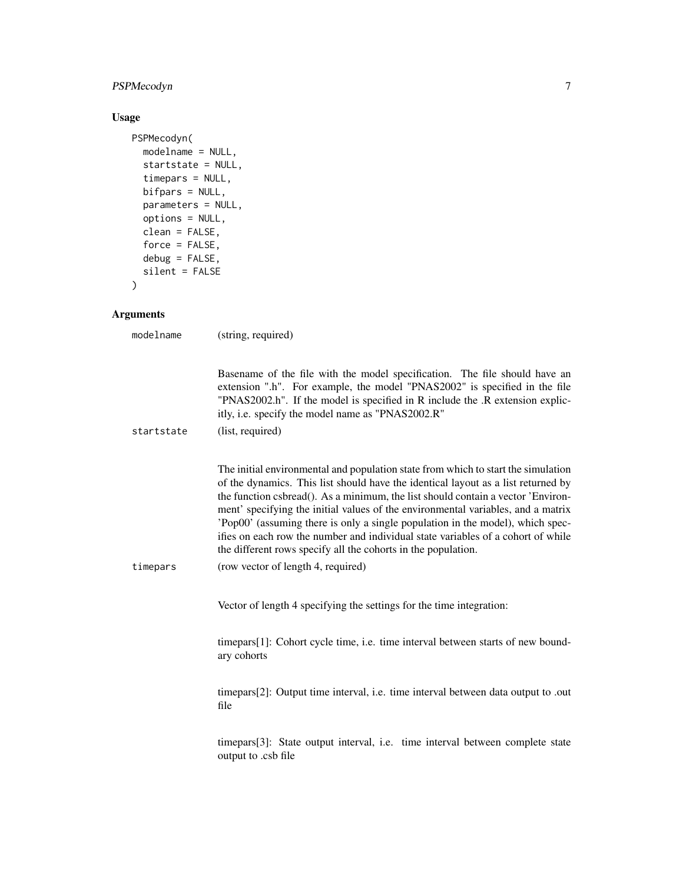## Usage

```
PSPMecodyn(
  modelname = NULL,
  startstate = NULL,
  timepars = NULL,
  bifpars = NULL,
  parameters = NULL,
  options = NULL,
  clean = FALSE,
  force = FALSE,
  debug = FALSE,
  silent = FALSE
)
```

## Arguments

`modelname` (string, required)

Basename of the file with the model specification. The file should have an extension ".h". For example, the model "PNAS2002" is specified in the file "PNAS2002.h". If the model is specified in R include the .R extension explicitly, i.e. specify the model name as "PNAS2002.R"

`startstate` (list, required)

The initial environmental and population state from which to start the simulation of the dynamics. This list should have the identical layout as a list returned by the function csbread(). As a minimum, the list should contain a vector 'Environment' specifying the initial values of the environmental variables, and a matrix 'Pop00' (assuming there is only a single population in the model), which specifies on each row the number and individual state variables of a cohort of while the different rows specify all the cohorts in the population.

`timepars` (row vector of length 4, required)

Vector of length 4 specifying the settings for the time integration:

timepars[1]: Cohort cycle time, i.e. time interval between starts of new boundary cohorts

timepars[2]: Output time interval, i.e. time interval between data output to .out file

timepars[3]: State output interval, i.e. time interval between complete state output to .csb file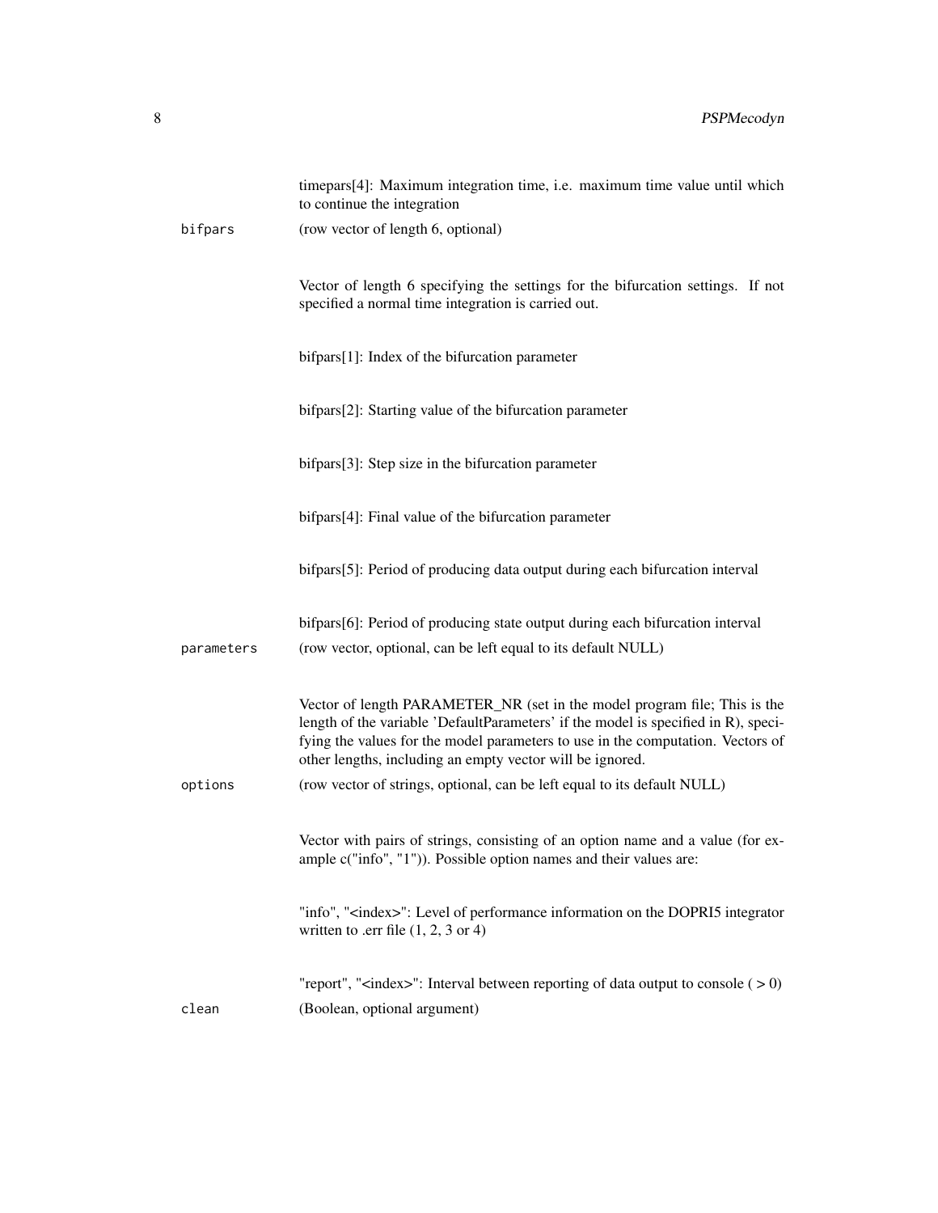timepars[4]: Maximum integration time, i.e. maximum time value until which to continue the integration

`bifpars` (row vector of length 6, optional)

Vector of length 6 specifying the settings for the bifurcation settings. If not specified a normal time integration is carried out.

bifpars[1]: Index of the bifurcation parameter

bifpars[2]: Starting value of the bifurcation parameter

bifpars[3]: Step size in the bifurcation parameter

bifpars[4]: Final value of the bifurcation parameter

bifpars[5]: Period of producing data output during each bifurcation interval

bifpars[6]: Period of producing state output during each bifurcation interval

`parameters` (row vector, optional, can be left equal to its default NULL)

Vector of length PARAMETER_NR (set in the model program file; This is the length of the variable 'DefaultParameters' if the model is specified in R), specifying the values for the model parameters to use in the computation. Vectors of other lengths, including an empty vector will be ignored.

`options` (row vector of strings, optional, can be left equal to its default NULL)

Vector with pairs of strings, consisting of an option name and a value (for example c("info", "1")). Possible option names and their values are:

"info", "<index>": Level of performance information on the DOPRI5 integrator written to .err file (1, 2, 3 or 4)

"report", "<index>": Interval between reporting of data output to console ( > 0)

`clean` (Boolean, optional argument)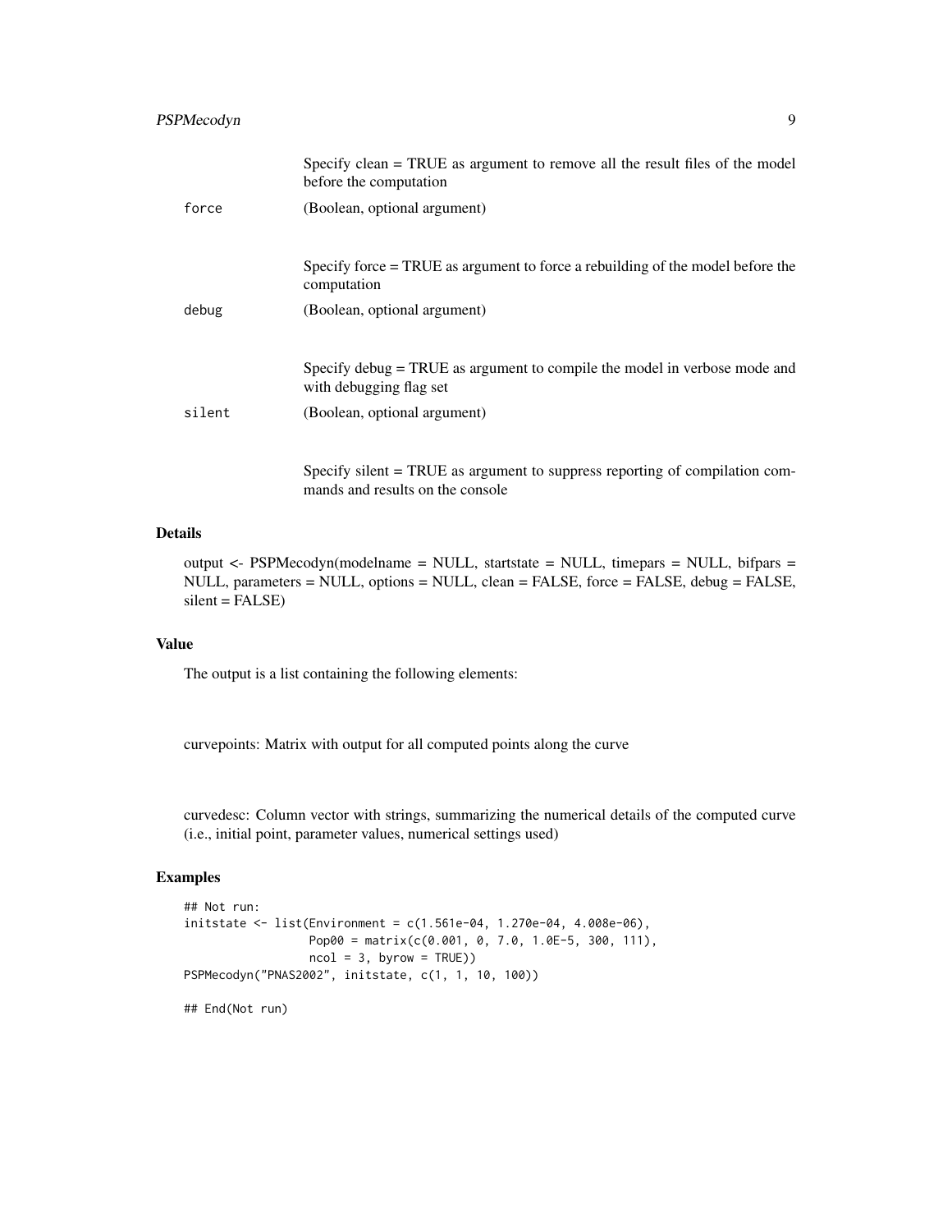Specify clean = TRUE as argument to remove all the result files of the model before the computation

`force` (Boolean, optional argument)

Specify force = TRUE as argument to force a rebuilding of the model before the computation

`debug` (Boolean, optional argument)

Specify debug = TRUE as argument to compile the model in verbose mode and with debugging flag set

`silent` (Boolean, optional argument)

Specify silent = TRUE as argument to suppress reporting of compilation commands and results on the console

## Details

output <- PSPMecodyn(modelname = NULL, startstate = NULL, timepars = NULL, bifpars = NULL, parameters = NULL, options = NULL, clean = FALSE, force = FALSE, debug = FALSE, silent = FALSE)

## Value

The output is a list containing the following elements:

curvepoints: Matrix with output for all computed points along the curve

curvedesc: Column vector with strings, summarizing the numerical details of the computed curve (i.e., initial point, parameter values, numerical settings used)

## Examples

```
## Not run:
initstate <- list(Environment = c(1.561e-04, 1.270e-04, 4.008e-06),
                  Pop00 = matrix(c(0.001, 0, 7.0, 1.0E-5, 300, 111),
                  ncol = 3, byrow = TRUE))
PSPMecodyn("PNAS2002", initstate, c(1, 1, 10, 100))

## End(Not run)
```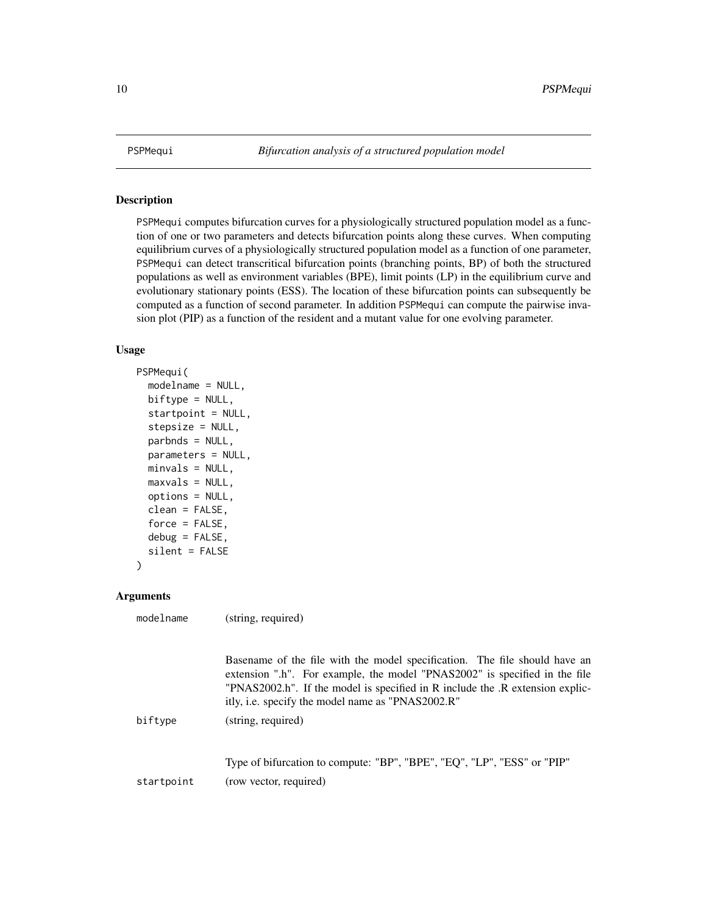## PSPMequi — *Bifurcation analysis of a structured population model*

### Description

PSPMequi computes bifurcation curves for a physiologically structured population model as a function of one or two parameters and detects bifurcation points along these curves. When computing equilibrium curves of a physiologically structured population model as a function of one parameter, PSPMequi can detect transcritical bifurcation points (branching points, BP) of both the structured populations as well as environment variables (BPE), limit points (LP) in the equilibrium curve and evolutionary stationary points (ESS). The location of these bifurcation points can subsequently be computed as a function of second parameter. In addition PSPMequi can compute the pairwise invasion plot (PIP) as a function of the resident and a mutant value for one evolving parameter.

### Usage

```
PSPMequi(
  modelname = NULL,
  biftype = NULL,
  startpoint = NULL,
  stepsize = NULL,
  parbnds = NULL,
  parameters = NULL,
  minvals = NULL,
  maxvals = NULL,
  options = NULL,
  clean = FALSE,
  force = FALSE,
  debug = FALSE,
  silent = FALSE
)
```

### Arguments

`modelname` (string, required)

Basename of the file with the model specification. The file should have an extension ".h". For example, the model "PNAS2002" is specified in the file "PNAS2002.h". If the model is specified in R include the .R extension explicitly, i.e. specify the model name as "PNAS2002.R"

`biftype` (string, required)

Type of bifurcation to compute: "BP", "BPE", "EQ", "LP", "ESS" or "PIP"

`startpoint` (row vector, required)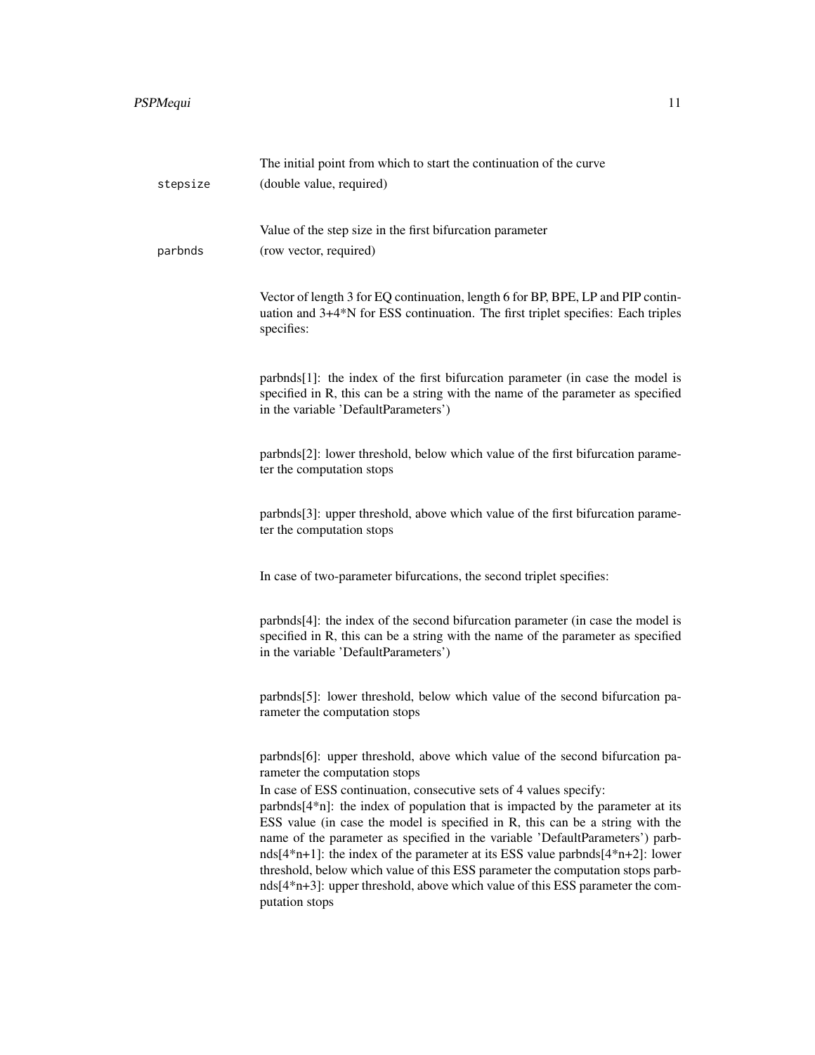The initial point from which to start the continuation of the curve

`stepsize` (double value, required)

Value of the step size in the first bifurcation parameter

`parbnds` (row vector, required)

Vector of length 3 for EQ continuation, length 6 for BP, BPE, LP and PIP continuation and 3+4*N for ESS continuation. The first triplet specifies: Each triples specifies:

parbnds[1]: the index of the first bifurcation parameter (in case the model is specified in R, this can be a string with the name of the parameter as specified in the variable 'DefaultParameters')

parbnds[2]: lower threshold, below which value of the first bifurcation parameter the computation stops

parbnds[3]: upper threshold, above which value of the first bifurcation parameter the computation stops

In case of two-parameter bifurcations, the second triplet specifies:

parbnds[4]: the index of the second bifurcation parameter (in case the model is specified in R, this can be a string with the name of the parameter as specified in the variable 'DefaultParameters')

parbnds[5]: lower threshold, below which value of the second bifurcation parameter the computation stops

parbnds[6]: upper threshold, above which value of the second bifurcation parameter the computation stops

In case of ESS continuation, consecutive sets of 4 values specify:
parbnds[4*n]: the index of population that is impacted by the parameter at its ESS value (in case the model is specified in R, this can be a string with the name of the parameter as specified in the variable 'DefaultParameters') parbnds[4*n+1]: the index of the parameter at its ESS value parbnds[4*n+2]: lower threshold, below which value of this ESS parameter the computation stops parbnds[4*n+3]: upper threshold, above which value of this ESS parameter the computation stops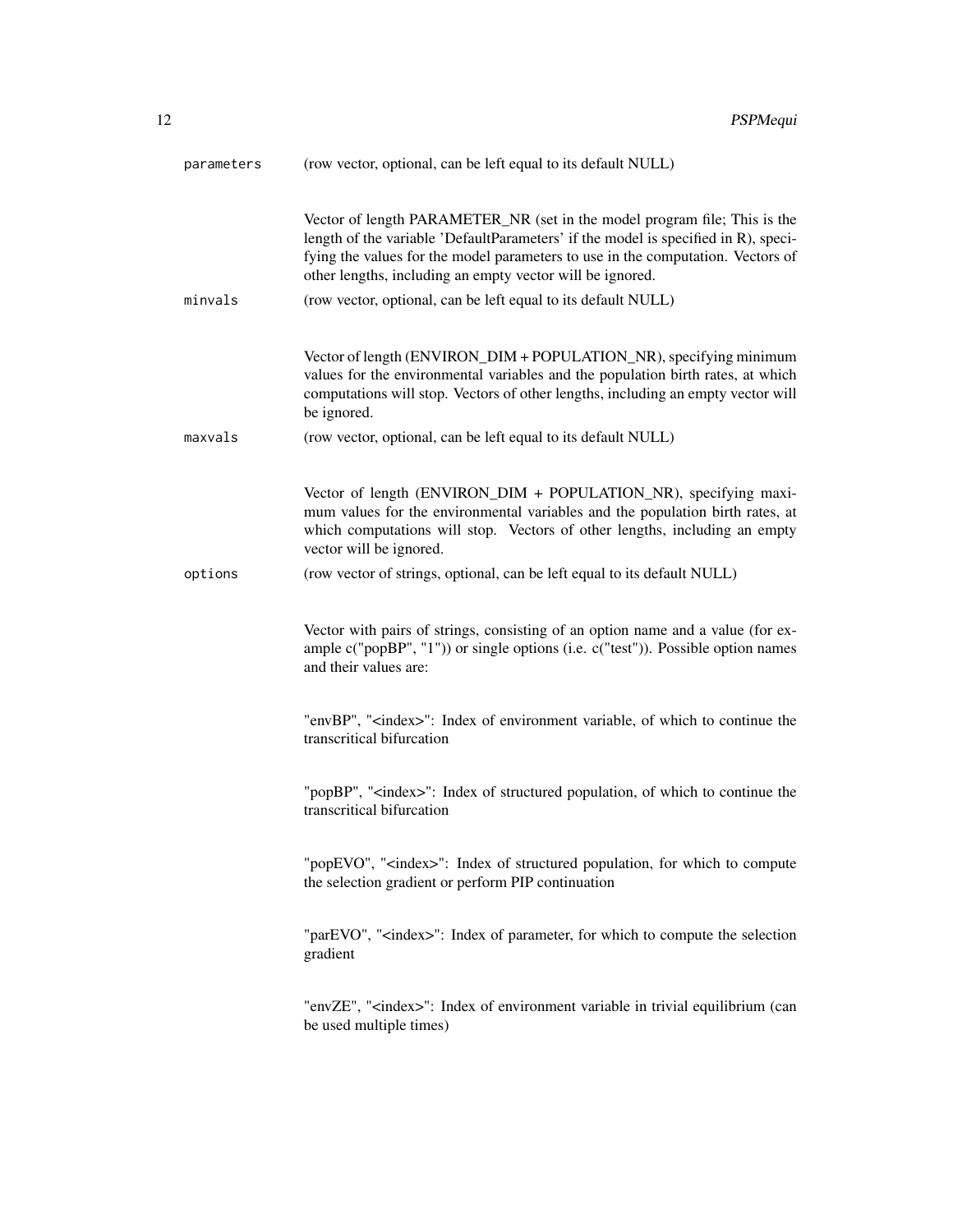`parameters` (row vector, optional, can be left equal to its default NULL)

Vector of length PARAMETER_NR (set in the model program file; This is the length of the variable 'DefaultParameters' if the model is specified in R), specifying the values for the model parameters to use in the computation. Vectors of other lengths, including an empty vector will be ignored.

`minvals` (row vector, optional, can be left equal to its default NULL)

Vector of length (ENVIRON_DIM + POPULATION_NR), specifying minimum values for the environmental variables and the population birth rates, at which computations will stop. Vectors of other lengths, including an empty vector will be ignored.

`maxvals` (row vector, optional, can be left equal to its default NULL)

Vector of length (ENVIRON_DIM + POPULATION_NR), specifying maximum values for the environmental variables and the population birth rates, at which computations will stop. Vectors of other lengths, including an empty vector will be ignored.

`options` (row vector of strings, optional, can be left equal to its default NULL)

Vector with pairs of strings, consisting of an option name and a value (for example c("popBP", "1")) or single options (i.e. c("test")). Possible option names and their values are:

"envBP", "<index>": Index of environment variable, of which to continue the transcritical bifurcation

"popBP", "<index>": Index of structured population, of which to continue the transcritical bifurcation

"popEVO", "<index>": Index of structured population, for which to compute the selection gradient or perform PIP continuation

"parEVO", "<index>": Index of parameter, for which to compute the selection gradient

"envZE", "<index>": Index of environment variable in trivial equilibrium (can be used multiple times)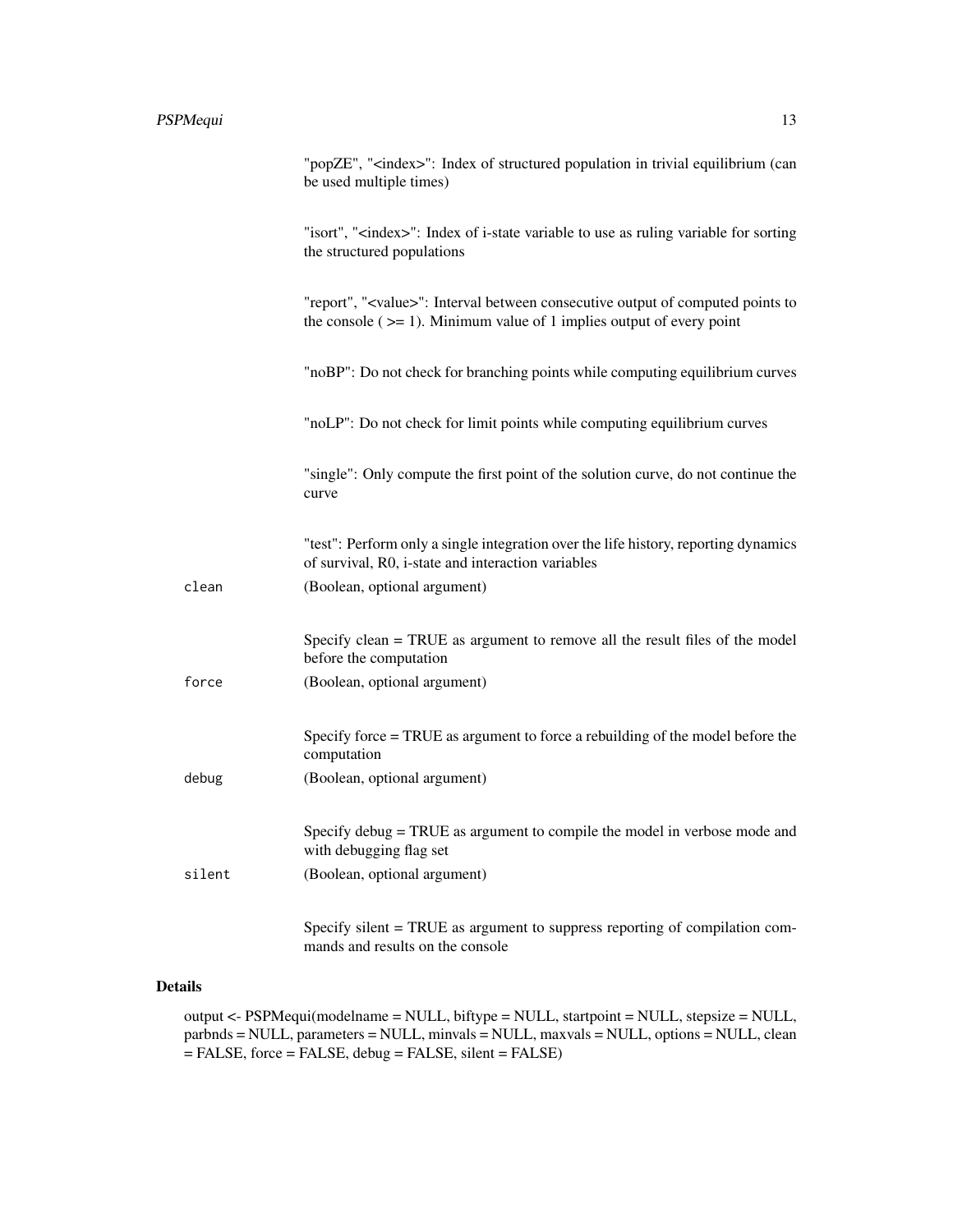"popZE", "<index>": Index of structured population in trivial equilibrium (can be used multiple times)

"isort", "<index>": Index of i-state variable to use as ruling variable for sorting the structured populations

"report", "<value>": Interval between consecutive output of computed points to the console ( >= 1). Minimum value of 1 implies output of every point

"noBP": Do not check for branching points while computing equilibrium curves

"noLP": Do not check for limit points while computing equilibrium curves

"single": Only compute the first point of the solution curve, do not continue the curve

"test": Perform only a single integration over the life history, reporting dynamics of survival, R0, i-state and interaction variables

`clean` (Boolean, optional argument)

Specify clean = TRUE as argument to remove all the result files of the model before the computation

`force` (Boolean, optional argument)

Specify force = TRUE as argument to force a rebuilding of the model before the computation

`debug` (Boolean, optional argument)

Specify debug = TRUE as argument to compile the model in verbose mode and with debugging flag set

`silent` (Boolean, optional argument)

Specify silent = TRUE as argument to suppress reporting of compilation commands and results on the console

## Details

output <- PSPMequi(modelname = NULL, biftype = NULL, startpoint = NULL, stepsize = NULL, parbnds = NULL, parameters = NULL, minvals = NULL, maxvals = NULL, options = NULL, clean = FALSE, force = FALSE, debug = FALSE, silent = FALSE)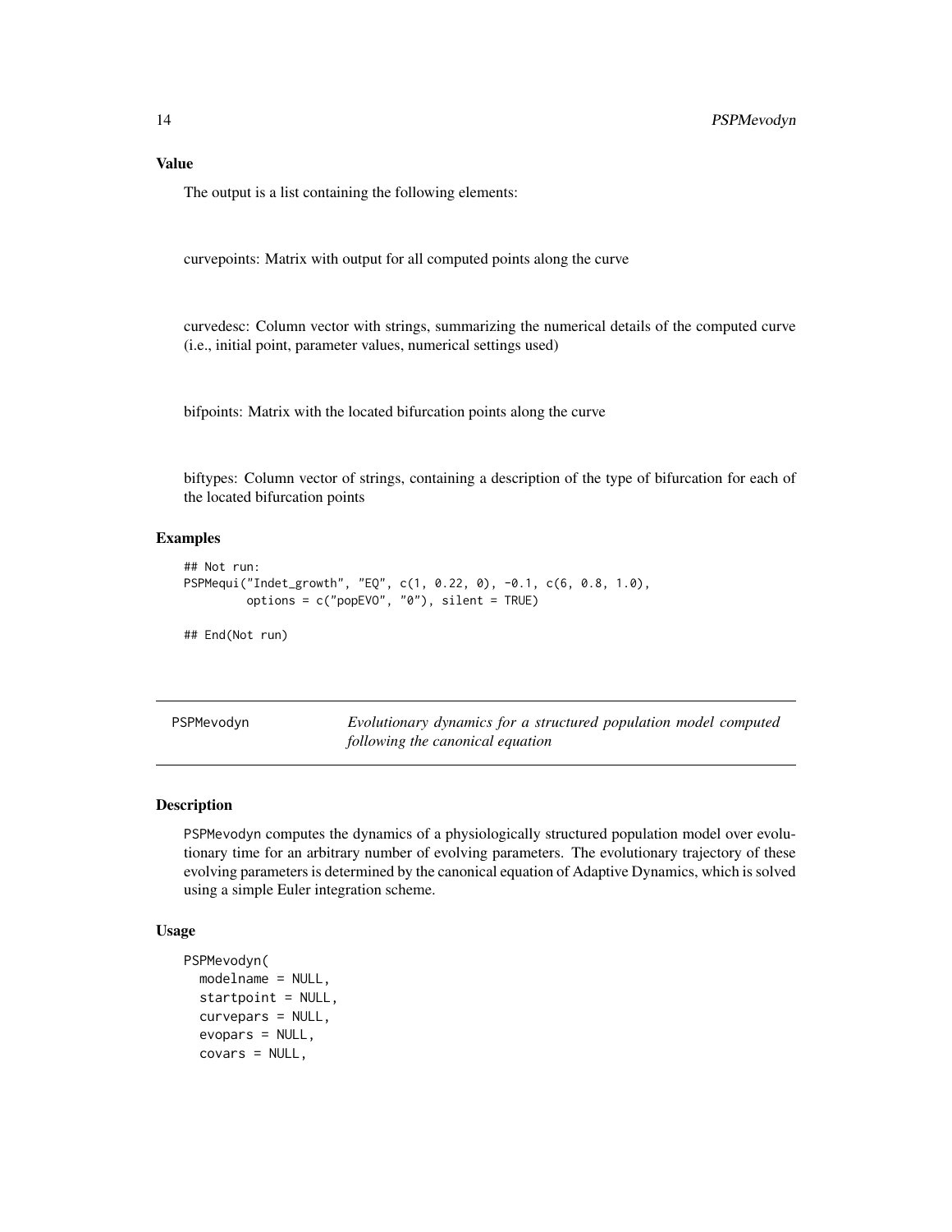### Value

The output is a list containing the following elements:

curvepoints: Matrix with output for all computed points along the curve

curvedesc: Column vector with strings, summarizing the numerical details of the computed curve (i.e., initial point, parameter values, numerical settings used)

bifpoints: Matrix with the located bifurcation points along the curve

biftypes: Column vector of strings, containing a description of the type of bifurcation for each of the located bifurcation points

### Examples

```
## Not run:
PSPMequi("Indet_growth", "EQ", c(1, 0.22, 0), -0.1, c(6, 0.8, 1.0),
         options = c("popEVO", "0"), silent = TRUE)

## End(Not run)
```

---

## PSPMevodyn — *Evolutionary dynamics for a structured population model computed following the canonical equation*

---

### Description

PSPMevodyn computes the dynamics of a physiologically structured population model over evolutionary time for an arbitrary number of evolving parameters. The evolutionary trajectory of these evolving parameters is determined by the canonical equation of Adaptive Dynamics, which is solved using a simple Euler integration scheme.

### Usage

```
PSPMevodyn(
  modelname = NULL,
  startpoint = NULL,
  curvepars = NULL,
  evopars = NULL,
  covars = NULL,
```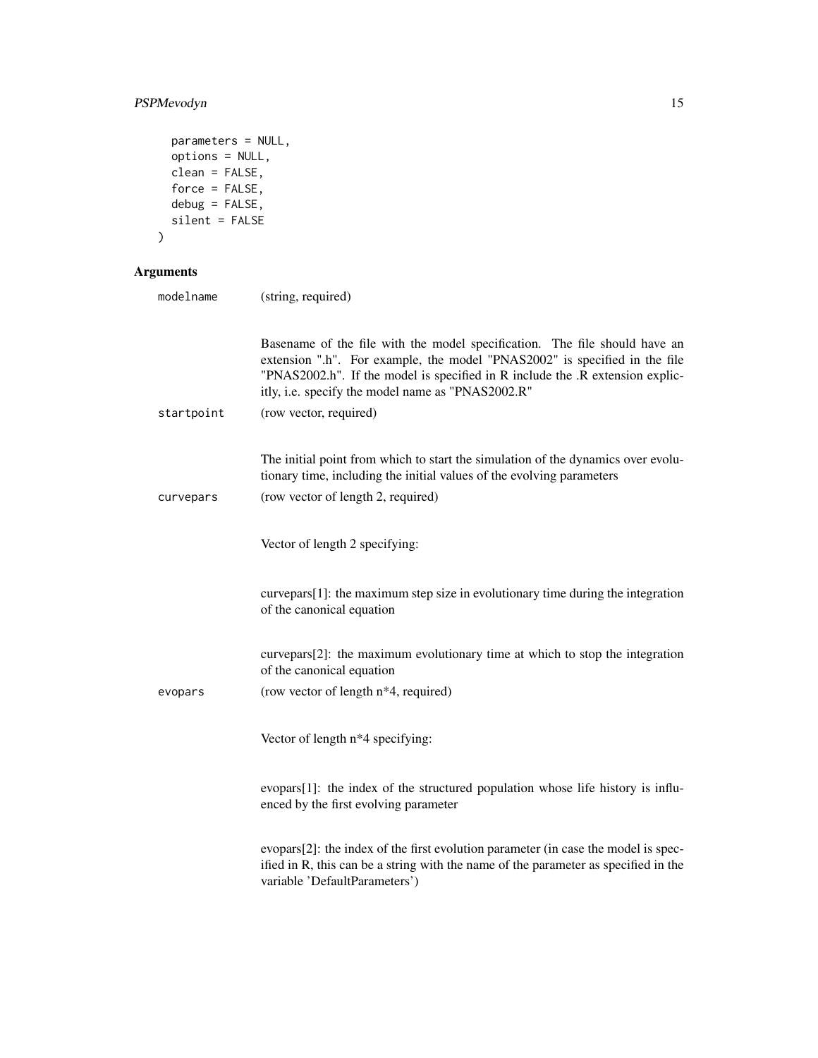```
  parameters = NULL,
  options = NULL,
  clean = FALSE,
  force = FALSE,
  debug = FALSE,
  silent = FALSE
)
```

## Arguments

`modelname` (string, required)

Basename of the file with the model specification. The file should have an extension ".h". For example, the model "PNAS2002" is specified in the file "PNAS2002.h". If the model is specified in R include the .R extension explicitly, i.e. specify the model name as "PNAS2002.R"

`startpoint` (row vector, required)

The initial point from which to start the simulation of the dynamics over evolutionary time, including the initial values of the evolving parameters

`curvepars` (row vector of length 2, required)

Vector of length 2 specifying:

curvepars[1]: the maximum step size in evolutionary time during the integration of the canonical equation

curvepars[2]: the maximum evolutionary time at which to stop the integration of the canonical equation

`evopars` (row vector of length n*4, required)

Vector of length n*4 specifying:

evopars[1]: the index of the structured population whose life history is influenced by the first evolving parameter

evopars[2]: the index of the first evolution parameter (in case the model is specified in R, this can be a string with the name of the parameter as specified in the variable 'DefaultParameters')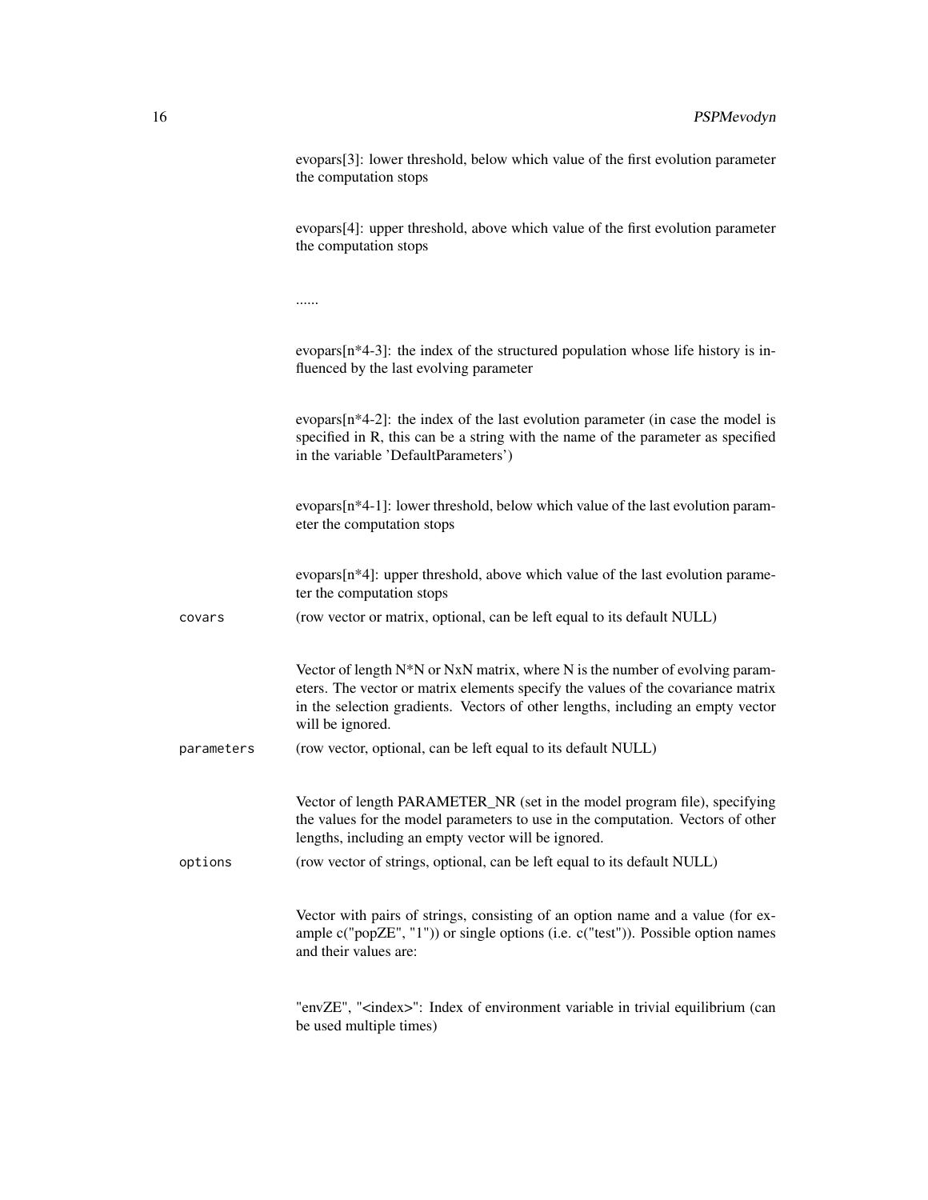evopars[3]: lower threshold, below which value of the first evolution parameter the computation stops

evopars[4]: upper threshold, above which value of the first evolution parameter the computation stops

......

evopars[n*4-3]: the index of the structured population whose life history is influenced by the last evolving parameter

evopars[n*4-2]: the index of the last evolution parameter (in case the model is specified in R, this can be a string with the name of the parameter as specified in the variable 'DefaultParameters')

evopars[n*4-1]: lower threshold, below which value of the last evolution parameter the computation stops

evopars[n*4]: upper threshold, above which value of the last evolution parameter the computation stops

`covars` (row vector or matrix, optional, can be left equal to its default NULL)

Vector of length N*N or NxN matrix, where N is the number of evolving parameters. The vector or matrix elements specify the values of the covariance matrix in the selection gradients. Vectors of other lengths, including an empty vector will be ignored.

`parameters` (row vector, optional, can be left equal to its default NULL)

Vector of length PARAMETER_NR (set in the model program file), specifying the values for the model parameters to use in the computation. Vectors of other lengths, including an empty vector will be ignored.

`options` (row vector of strings, optional, can be left equal to its default NULL)

Vector with pairs of strings, consisting of an option name and a value (for example c("popZE", "1")) or single options (i.e. c("test")). Possible option names and their values are:

"envZE", "<index>": Index of environment variable in trivial equilibrium (can be used multiple times)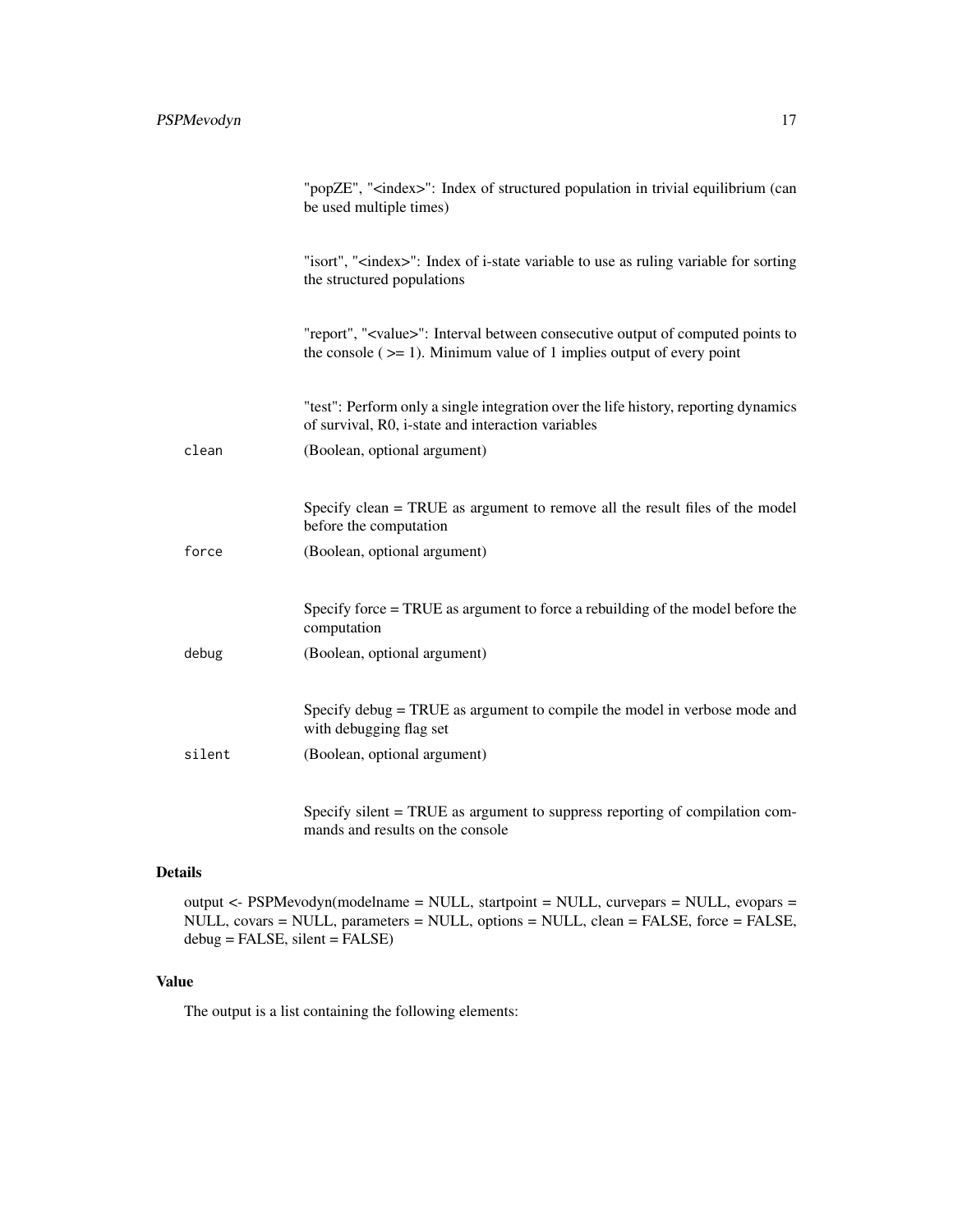"popZE", "<index>": Index of structured population in trivial equilibrium (can be used multiple times)

"isort", "<index>": Index of i-state variable to use as ruling variable for sorting the structured populations

"report", "<value>": Interval between consecutive output of computed points to the console ( >= 1). Minimum value of 1 implies output of every point

"test": Perform only a single integration over the life history, reporting dynamics of survival, R0, i-state and interaction variables

`clean` (Boolean, optional argument)

Specify clean = TRUE as argument to remove all the result files of the model before the computation

`force` (Boolean, optional argument)

Specify force = TRUE as argument to force a rebuilding of the model before the computation

`debug` (Boolean, optional argument)

Specify debug = TRUE as argument to compile the model in verbose mode and with debugging flag set

`silent` (Boolean, optional argument)

Specify silent = TRUE as argument to suppress reporting of compilation commands and results on the console

## Details

output <- PSPMevodyn(modelname = NULL, startpoint = NULL, curvepars = NULL, evopars = NULL, covars = NULL, parameters = NULL, options = NULL, clean = FALSE, force = FALSE, debug = FALSE, silent = FALSE)

## Value

The output is a list containing the following elements: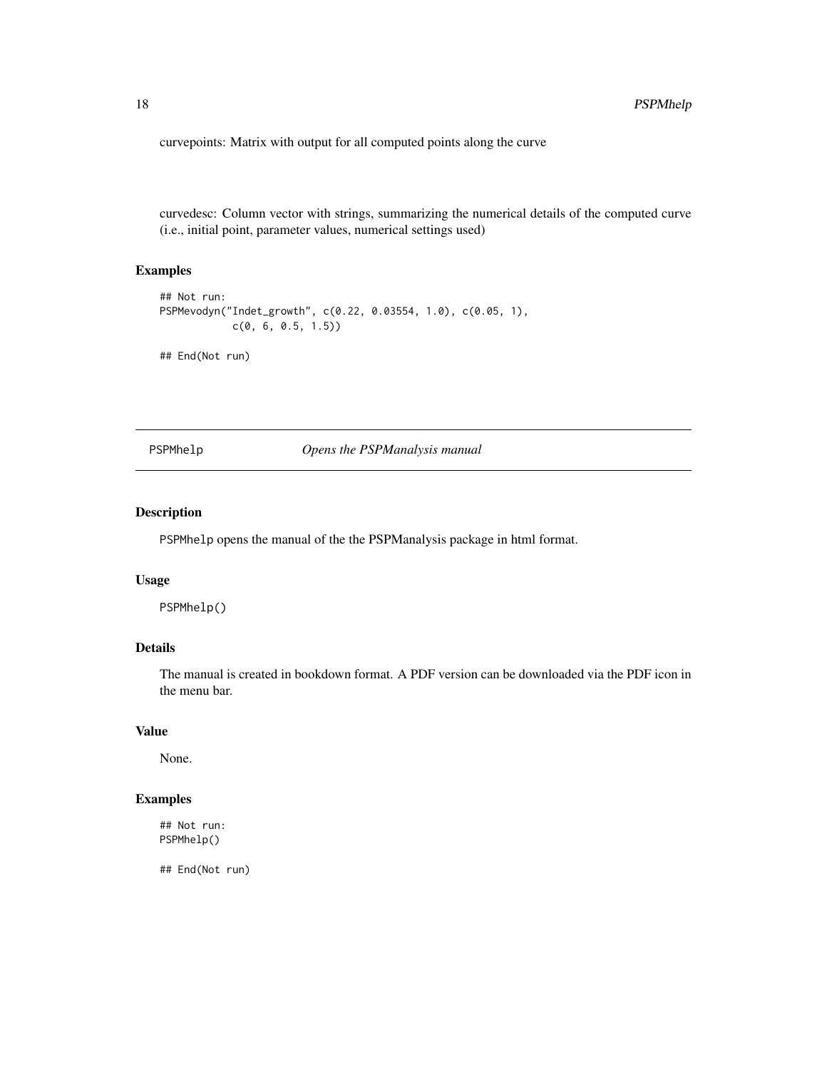curvepoints: Matrix with output for all computed points along the curve

curvedesc: Column vector with strings, summarizing the numerical details of the computed curve (i.e., initial point, parameter values, numerical settings used)

### Examples

```
## Not run:
PSPMevodyn("Indet_growth", c(0.22, 0.03554, 1.0), c(0.05, 1),
           c(0, 6, 0.5, 1.5))

## End(Not run)
```

---

## PSPMhelp — *Opens the PSPManalysis manual*

### Description

PSPMhelp opens the manual of the the PSPManalysis package in html format.

### Usage

```
PSPMhelp()
```

### Details

The manual is created in bookdown format. A PDF version can be downloaded via the PDF icon in the menu bar.

### Value

None.

### Examples

```
## Not run:
PSPMhelp()

## End(Not run)
```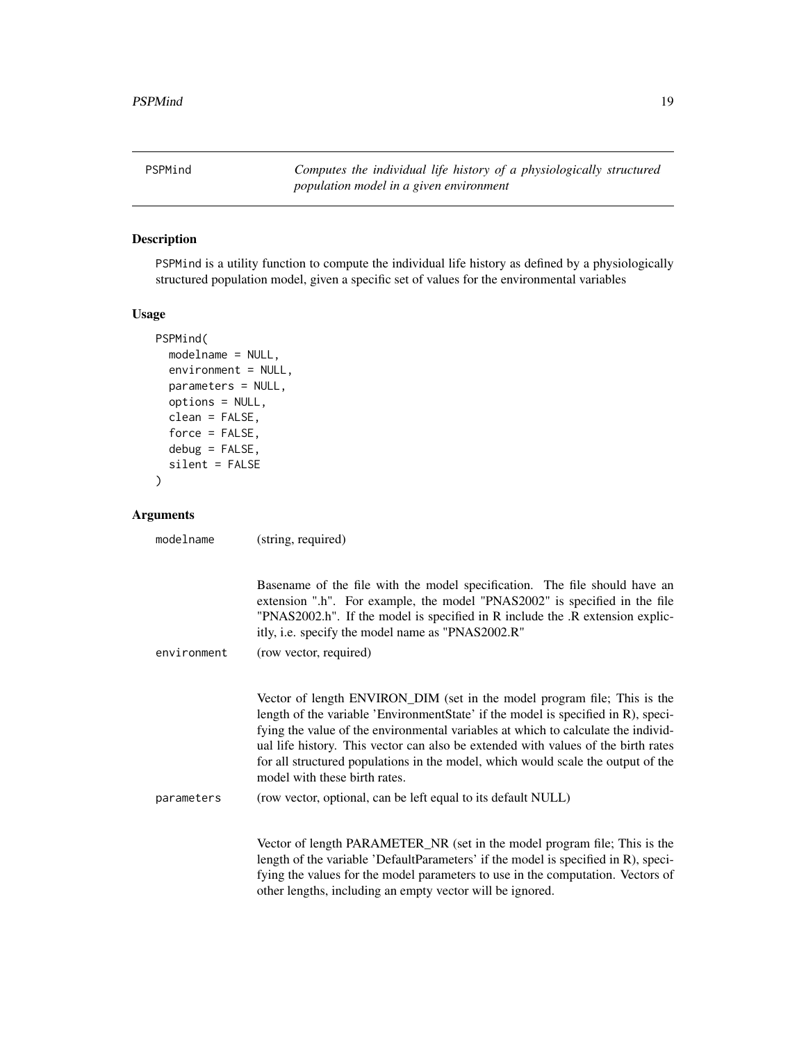## PSPMind — Computes the individual life history of a physiologically structured population model in a given environment

### Description

PSPMind is a utility function to compute the individual life history as defined by a physiologically structured population model, given a specific set of values for the environmental variables

### Usage

```
PSPMind(
  modelname = NULL,
  environment = NULL,
  parameters = NULL,
  options = NULL,
  clean = FALSE,
  force = FALSE,
  debug = FALSE,
  silent = FALSE
)
```

### Arguments

modelname (string, required)

Basename of the file with the model specification. The file should have an extension ".h". For example, the model "PNAS2002" is specified in the file "PNAS2002.h". If the model is specified in R include the .R extension explicitly, i.e. specify the model name as "PNAS2002.R"

environment (row vector, required)

Vector of length ENVIRON_DIM (set in the model program file; This is the length of the variable 'EnvironmentState' if the model is specified in R), specifying the value of the environmental variables at which to calculate the individual life history. This vector can also be extended with values of the birth rates for all structured populations in the model, which would scale the output of the model with these birth rates.

parameters (row vector, optional, can be left equal to its default NULL)

Vector of length PARAMETER_NR (set in the model program file; This is the length of the variable 'DefaultParameters' if the model is specified in R), specifying the values for the model parameters to use in the computation. Vectors of other lengths, including an empty vector will be ignored.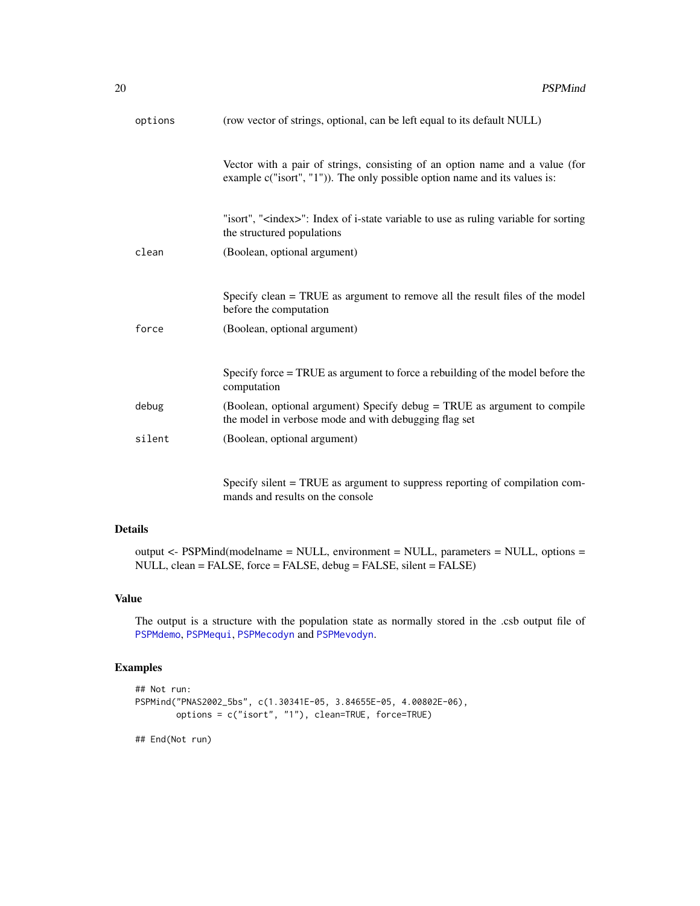| | |
|---|---|
| `options` | (row vector of strings, optional, can be left equal to its default NULL)<br><br>Vector with a pair of strings, consisting of an option name and a value (for example c("isort", "1")). The only possible option name and its values is:<br><br>"isort", "<index>": Index of i-state variable to use as ruling variable for sorting the structured populations |
| `clean` | (Boolean, optional argument)<br><br>Specify clean = TRUE as argument to remove all the result files of the model before the computation |
| `force` | (Boolean, optional argument)<br><br>Specify force = TRUE as argument to force a rebuilding of the model before the computation |
| `debug` | (Boolean, optional argument) Specify debug = TRUE as argument to compile the model in verbose mode and with debugging flag set |
| `silent` | (Boolean, optional argument)<br><br>Specify silent = TRUE as argument to suppress reporting of compilation commands and results on the console |

## Details

output <- PSPMind(modelname = NULL, environment = NULL, parameters = NULL, options = NULL, clean = FALSE, force = FALSE, debug = FALSE, silent = FALSE)

## Value

The output is a structure with the population state as normally stored in the .csb output file of `PSPMdemo`, `PSPMequi`, `PSPMecodyn` and `PSPMevodyn`.

## Examples

```
## Not run:
PSPMind("PNAS2002_5bs", c(1.30341E-05, 3.84655E-05, 4.00802E-06),
        options = c("isort", "1"), clean=TRUE, force=TRUE)

## End(Not run)
```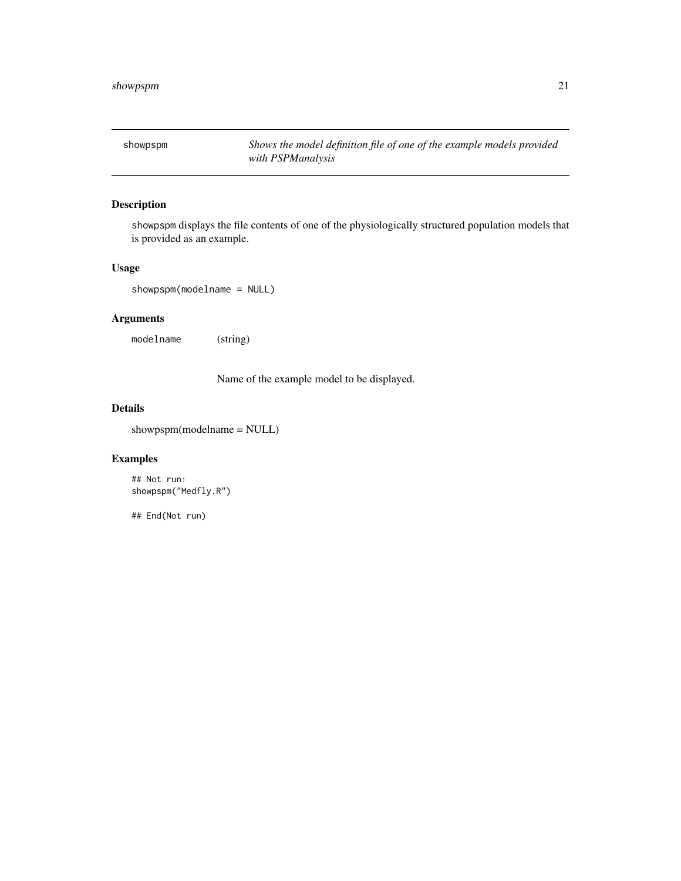| showpspm | *Shows the model definition file of one of the example models provided with PSPManalysis* |
|---|---|

## Description

showpspm displays the file contents of one of the physiologically structured population models that is provided as an example.

## Usage

```
showpspm(modelname = NULL)
```

## Arguments

| | |
|---|---|
| modelname | (string)<br><br>Name of the example model to be displayed. |

## Details

showpspm(modelname = NULL)

## Examples

```
## Not run:
showpspm("Medfly.R")

## End(Not run)
```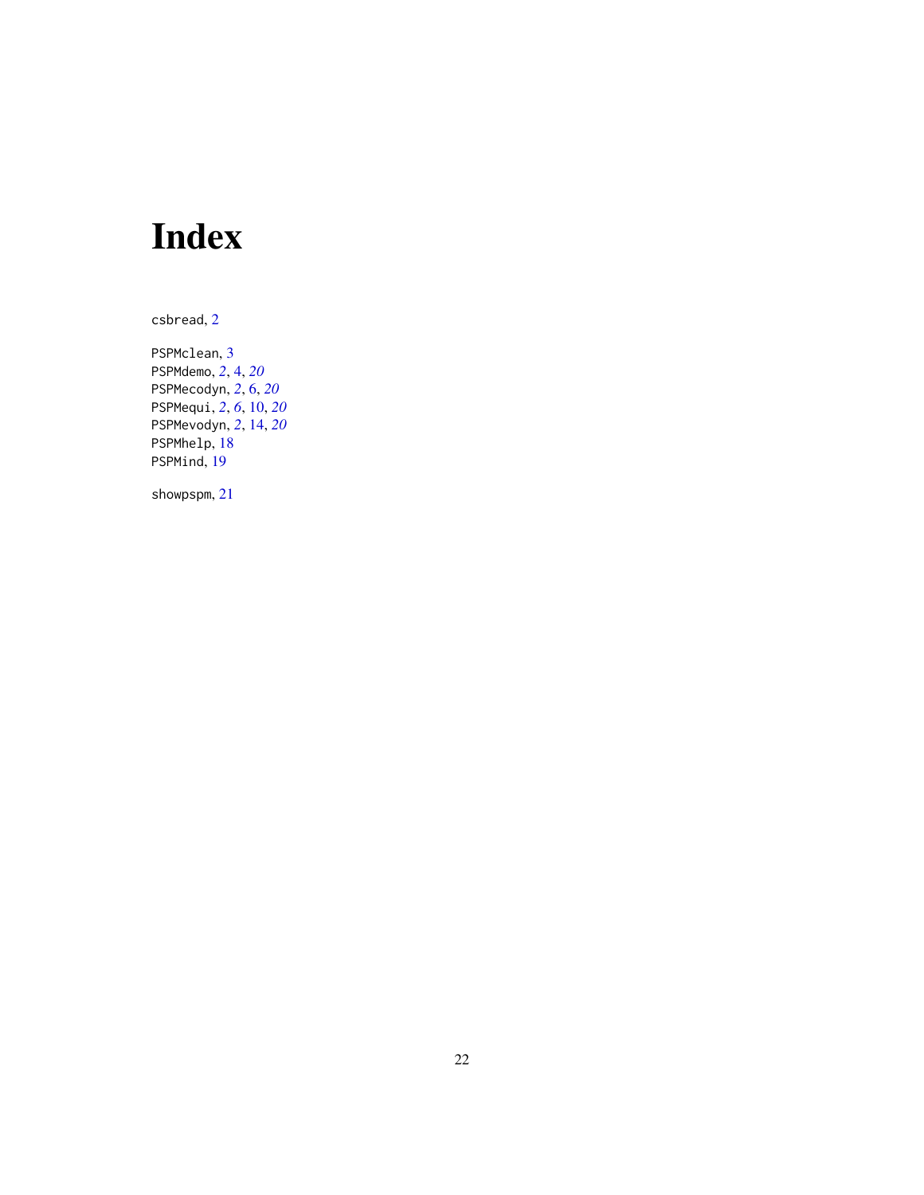# Index

csbread, 2

PSPMclean, 3
PSPMdemo, *2*, 4, *20*
PSPMecodyn, *2*, 6, *20*
PSPMequi, *2*, *6*, 10, *20*
PSPMevodyn, *2*, 14, *20*
PSPMhelp, 18
PSPMind, 19

showpspm, 21